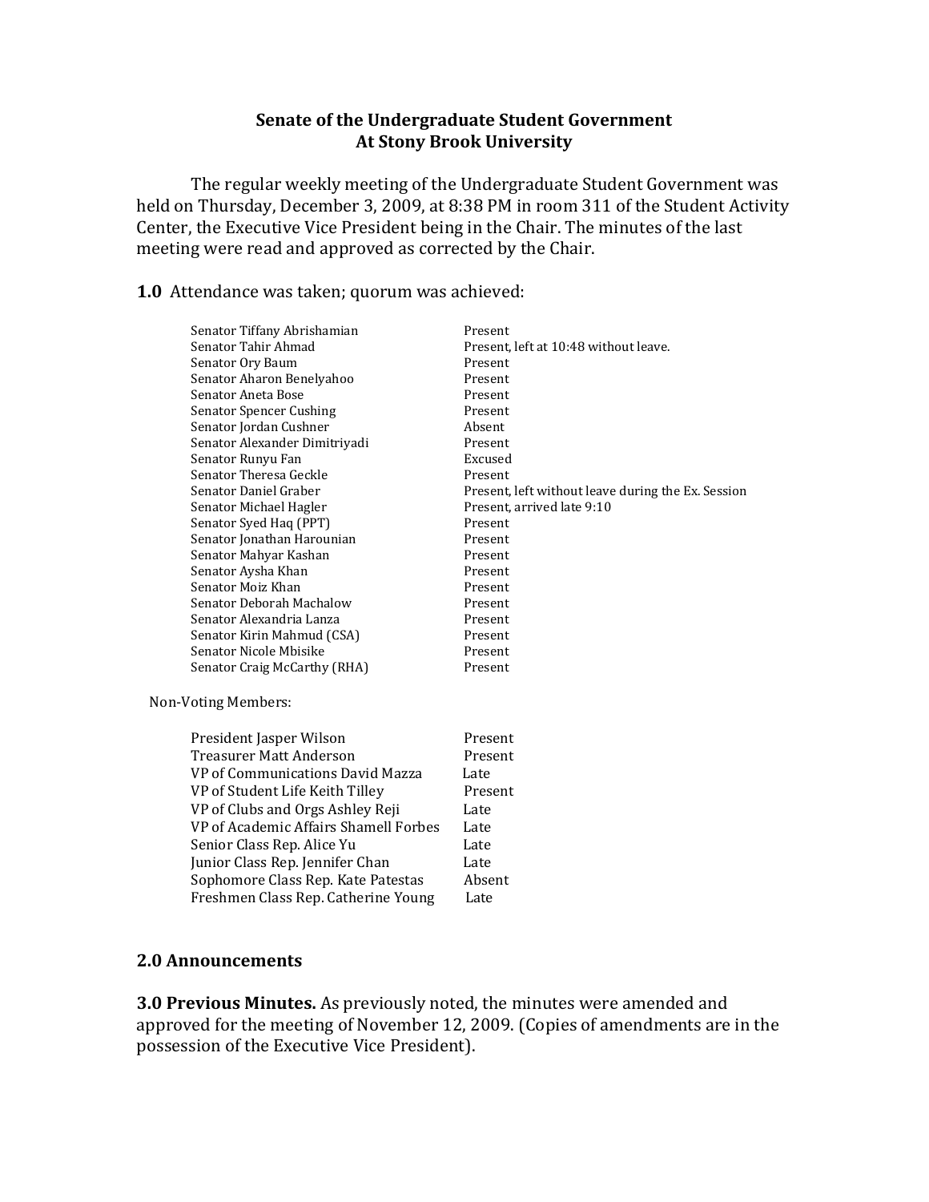**Senate of the Undergraduate Student Government**
**At Stony Brook University**

The regular weekly meeting of the Undergraduate Student Government was held on Thursday, December 3, 2009, at 8:38 PM in room 311 of the Student Activity Center, the Executive Vice President being in the Chair. The minutes of the last meeting were read and approved as corrected by the Chair.

**1.0** Attendance was taken; quorum was achieved:

| | |
|---|---|
| Senator Tiffany Abrishamian | Present |
| Senator Tahir Ahmad | Present, left at 10:48 without leave. |
| Senator Ory Baum | Present |
| Senator Aharon Benelyahoo | Present |
| Senator Aneta Bose | Present |
| Senator Spencer Cushing | Present |
| Senator Jordan Cushner | Absent |
| Senator Alexander Dimitriyadi | Present |
| Senator Runyu Fan | Excused |
| Senator Theresa Geckle | Present |
| Senator Daniel Graber | Present, left without leave during the Ex. Session |
| Senator Michael Hagler | Present, arrived late 9:10 |
| Senator Syed Haq (PPT) | Present |
| Senator Jonathan Harounian | Present |
| Senator Mahyar Kashan | Present |
| Senator Aysha Khan | Present |
| Senator Moiz Khan | Present |
| Senator Deborah Machalow | Present |
| Senator Alexandria Lanza | Present |
| Senator Kirin Mahmud (CSA) | Present |
| Senator Nicole Mbisike | Present |
| Senator Craig McCarthy (RHA) | Present |

Non-Voting Members:

| | |
|---|---|
| President Jasper Wilson | Present |
| Treasurer Matt Anderson | Present |
| VP of Communications David Mazza | Late |
| VP of Student Life Keith Tilley | Present |
| VP of Clubs and Orgs Ashley Reji | Late |
| VP of Academic Affairs Shamell Forbes | Late |
| Senior Class Rep. Alice Yu | Late |
| Junior Class Rep. Jennifer Chan | Late |
| Sophomore Class Rep. Kate Patestas | Absent |
| Freshmen Class Rep. Catherine Young | Late |

## 2.0 Announcements

**3.0 Previous Minutes.** As previously noted, the minutes were amended and approved for the meeting of November 12, 2009. (Copies of amendments are in the possession of the Executive Vice President).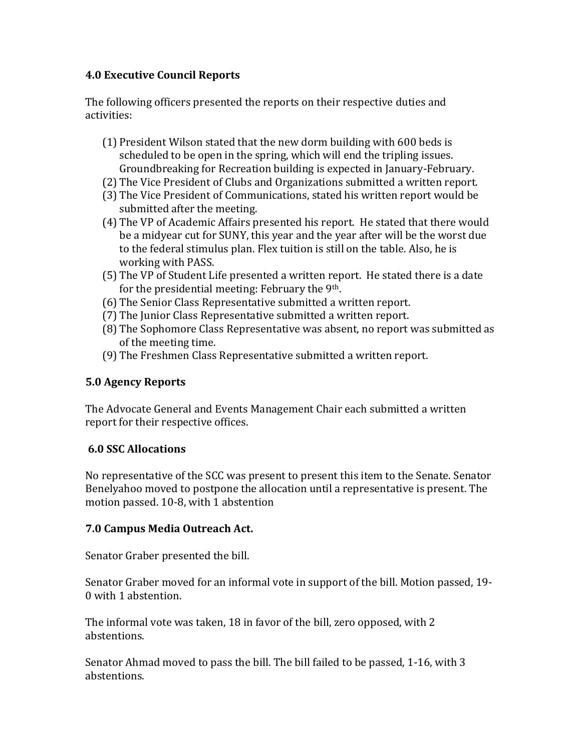## 4.0 Executive Council Reports

The following officers presented the reports on their respective duties and activities:

(1) President Wilson stated that the new dorm building with 600 beds is scheduled to be open in the spring, which will end the tripling issues. Groundbreaking for Recreation building is expected in January-February.
(2) The Vice President of Clubs and Organizations submitted a written report.
(3) The Vice President of Communications, stated his written report would be submitted after the meeting.
(4) The VP of Academic Affairs presented his report. He stated that there would be a midyear cut for SUNY, this year and the year after will be the worst due to the federal stimulus plan. Flex tuition is still on the table. Also, he is working with PASS.
(5) The VP of Student Life presented a written report. He stated there is a date for the presidential meeting: February the 9th.
(6) The Senior Class Representative submitted a written report.
(7) The Junior Class Representative submitted a written report.
(8) The Sophomore Class Representative was absent, no report was submitted as of the meeting time.
(9) The Freshmen Class Representative submitted a written report.

## 5.0 Agency Reports

The Advocate General and Events Management Chair each submitted a written report for their respective offices.

## 6.0 SSC Allocations

No representative of the SCC was present to present this item to the Senate. Senator Benelyahoo moved to postpone the allocation until a representative is present. The motion passed. 10-8, with 1 abstention

## 7.0 Campus Media Outreach Act.

Senator Graber presented the bill.

Senator Graber moved for an informal vote in support of the bill. Motion passed, 19-0 with 1 abstention.

The informal vote was taken, 18 in favor of the bill, zero opposed, with 2 abstentions.

Senator Ahmad moved to pass the bill. The bill failed to be passed, 1-16, with 3 abstentions.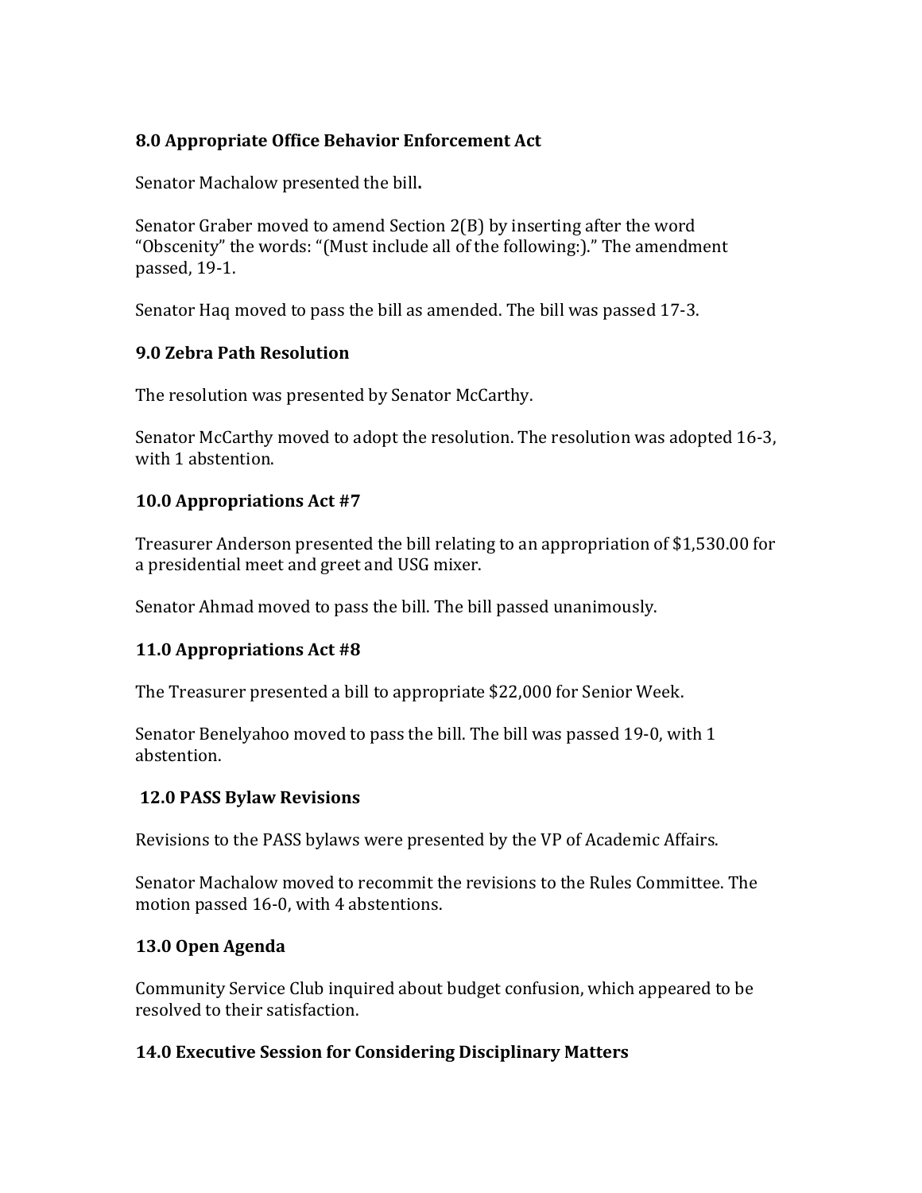### 8.0 Appropriate Office Behavior Enforcement Act

Senator Machalow presented the bill**.**

Senator Graber moved to amend Section 2(B) by inserting after the word "Obscenity" the words: "(Must include all of the following:)." The amendment passed, 19-1.

Senator Haq moved to pass the bill as amended. The bill was passed 17-3.

### 9.0 Zebra Path Resolution

The resolution was presented by Senator McCarthy.

Senator McCarthy moved to adopt the resolution. The resolution was adopted 16-3, with 1 abstention.

### 10.0 Appropriations Act #7

Treasurer Anderson presented the bill relating to an appropriation of $1,530.00 for a presidential meet and greet and USG mixer.

Senator Ahmad moved to pass the bill. The bill passed unanimously.

### 11.0 Appropriations Act #8

The Treasurer presented a bill to appropriate $22,000 for Senior Week.

Senator Benelyahoo moved to pass the bill. The bill was passed 19-0, with 1 abstention.

### 12.0 PASS Bylaw Revisions

Revisions to the PASS bylaws were presented by the VP of Academic Affairs.

Senator Machalow moved to recommit the revisions to the Rules Committee. The motion passed 16-0, with 4 abstentions.

### 13.0 Open Agenda

Community Service Club inquired about budget confusion, which appeared to be resolved to their satisfaction.

### 14.0 Executive Session for Considering Disciplinary Matters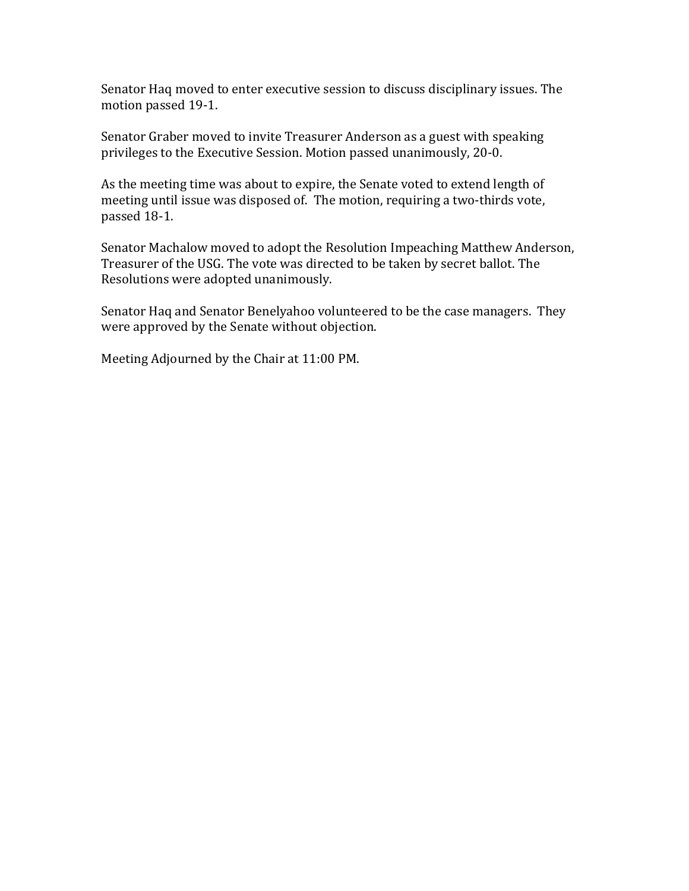Senator Haq moved to enter executive session to discuss disciplinary issues. The motion passed 19-1.

Senator Graber moved to invite Treasurer Anderson as a guest with speaking privileges to the Executive Session. Motion passed unanimously, 20-0.

As the meeting time was about to expire, the Senate voted to extend length of meeting until issue was disposed of. The motion, requiring a two-thirds vote, passed 18-1.

Senator Machalow moved to adopt the Resolution Impeaching Matthew Anderson, Treasurer of the USG. The vote was directed to be taken by secret ballot. The Resolutions were adopted unanimously.

Senator Haq and Senator Benelyahoo volunteered to be the case managers. They were approved by the Senate without objection.

Meeting Adjourned by the Chair at 11:00 PM.